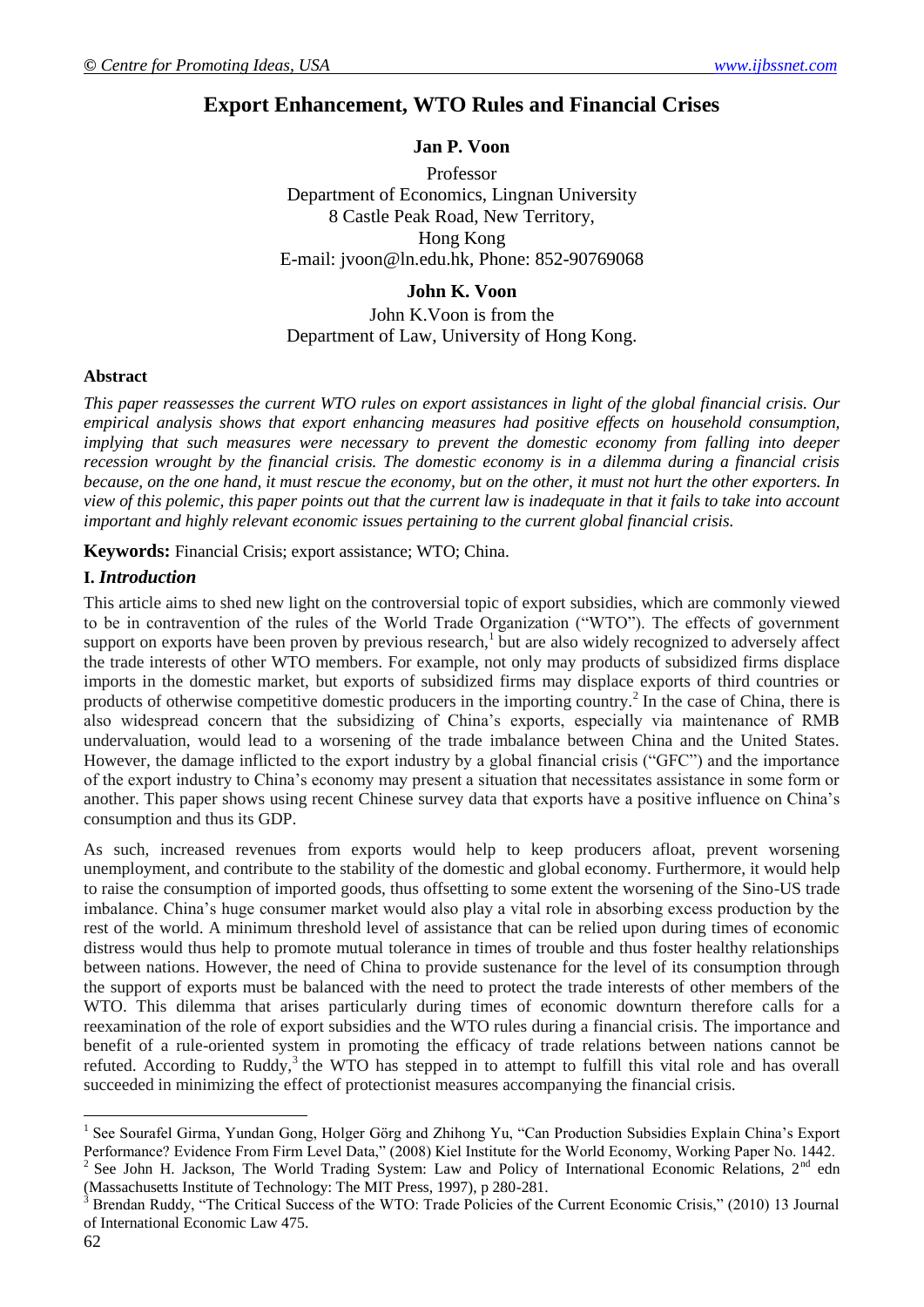# Export Enhancement, WTO Rules and Financial Crises

**Jan P. Voon**

Professor
Department of Economics, Lingnan University
8 Castle Peak Road, New Territory,
Hong Kong
E-mail: jvoon@ln.edu.hk, Phone: 852-90769068

**John K. Voon**

John K.Voon is from the
Department of Law, University of Hong Kong.

**Abstract**

*This paper reassesses the current WTO rules on export assistances in light of the global financial crisis. Our empirical analysis shows that export enhancing measures had positive effects on household consumption, implying that such measures were necessary to prevent the domestic economy from falling into deeper recession wrought by the financial crisis. The domestic economy is in a dilemma during a financial crisis because, on the one hand, it must rescue the economy, but on the other, it must not hurt the other exporters. In view of this polemic, this paper points out that the current law is inadequate in that it fails to take into account important and highly relevant economic issues pertaining to the current global financial crisis.*

**Keywords:** Financial Crisis; export assistance; WTO; China.

## I. *Introduction*

This article aims to shed new light on the controversial topic of export subsidies, which are commonly viewed to be in contravention of the rules of the World Trade Organization ("WTO"). The effects of government support on exports have been proven by previous research,[1] but are also widely recognized to adversely affect the trade interests of other WTO members. For example, not only may products of subsidized firms displace imports in the domestic market, but exports of subsidized firms may displace exports of third countries or products of otherwise competitive domestic producers in the importing country.[2] In the case of China, there is also widespread concern that the subsidizing of China's exports, especially via maintenance of RMB undervaluation, would lead to a worsening of the trade imbalance between China and the United States. However, the damage inflicted to the export industry by a global financial crisis ("GFC") and the importance of the export industry to China's economy may present a situation that necessitates assistance in some form or another. This paper shows using recent Chinese survey data that exports have a positive influence on China's consumption and thus its GDP.

As such, increased revenues from exports would help to keep producers afloat, prevent worsening unemployment, and contribute to the stability of the domestic and global economy. Furthermore, it would help to raise the consumption of imported goods, thus offsetting to some extent the worsening of the Sino-US trade imbalance. China's huge consumer market would also play a vital role in absorbing excess production by the rest of the world. A minimum threshold level of assistance that can be relied upon during times of economic distress would thus help to promote mutual tolerance in times of trouble and thus foster healthy relationships between nations. However, the need of China to provide sustenance for the level of its consumption through the support of exports must be balanced with the need to protect the trade interests of other members of the WTO. This dilemma that arises particularly during times of economic downturn therefore calls for a reexamination of the role of export subsidies and the WTO rules during a financial crisis. The importance and benefit of a rule-oriented system in promoting the efficacy of trade relations between nations cannot be refuted. According to Ruddy,[3] the WTO has stepped in to attempt to fulfill this vital role and has overall succeeded in minimizing the effect of protectionist measures accompanying the financial crisis.

---

[1] See Sourafel Girma, Yundan Gong, Holger Görg and Zhihong Yu, "Can Production Subsidies Explain China's Export Performance? Evidence From Firm Level Data," (2008) Kiel Institute for the World Economy, Working Paper No. 1442.

[2] See John H. Jackson, The World Trading System: Law and Policy of International Economic Relations, 2nd edn (Massachusetts Institute of Technology: The MIT Press, 1997), p 280-281.

[3] Brendan Ruddy, "The Critical Success of the WTO: Trade Policies of the Current Economic Crisis," (2010) 13 Journal of International Economic Law 475.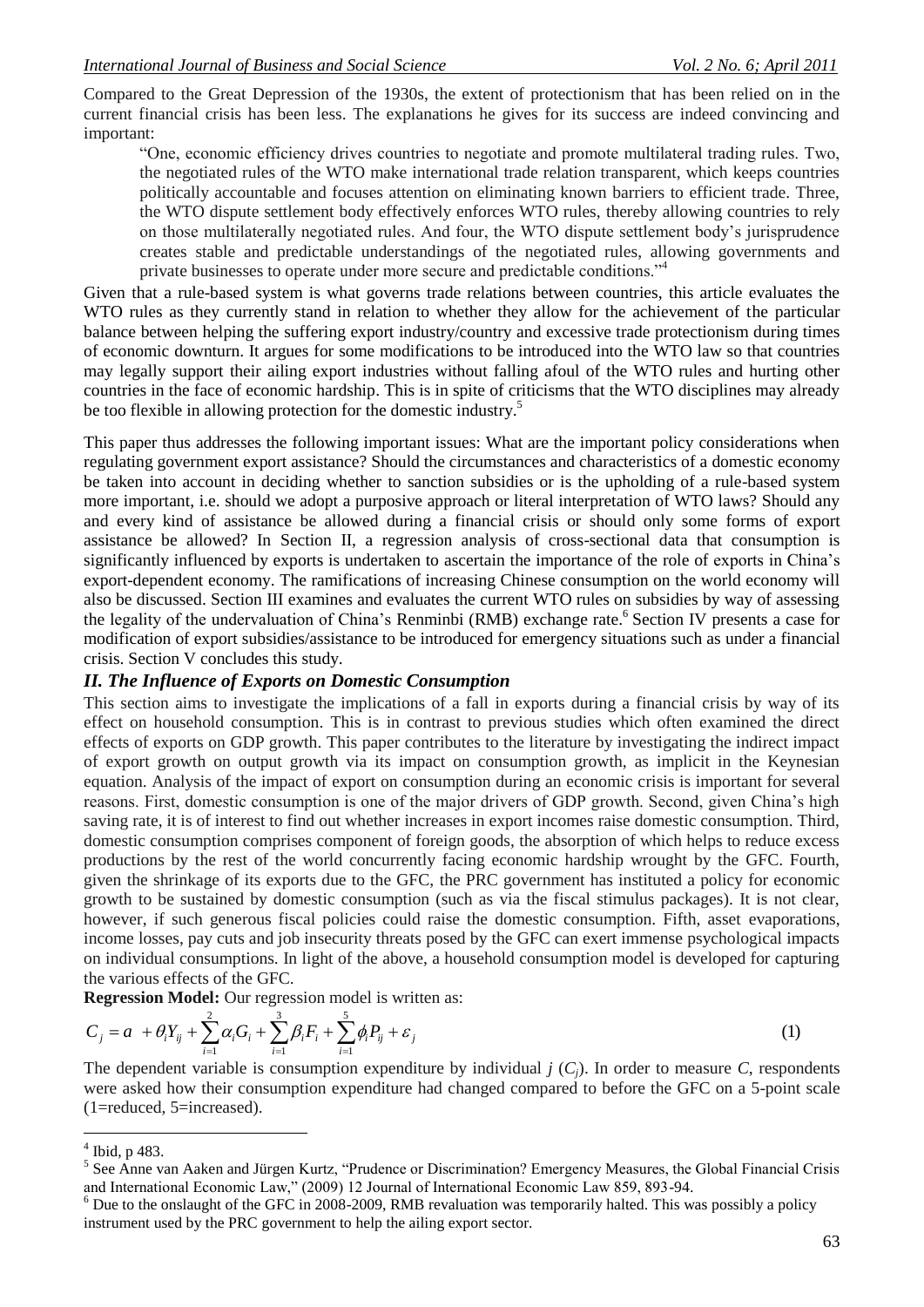Compared to the Great Depression of the 1930s, the extent of protectionism that has been relied on in the current financial crisis has been less. The explanations he gives for its success are indeed convincing and important:

> "One, economic efficiency drives countries to negotiate and promote multilateral trading rules. Two, the negotiated rules of the WTO make international trade relation transparent, which keeps countries politically accountable and focuses attention on eliminating known barriers to efficient trade. Three, the WTO dispute settlement body effectively enforces WTO rules, thereby allowing countries to rely on those multilaterally negotiated rules. And four, the WTO dispute settlement body's jurisprudence creates stable and predictable understandings of the negotiated rules, allowing governments and private businesses to operate under more secure and predictable conditions."[4]

Given that a rule-based system is what governs trade relations between countries, this article evaluates the WTO rules as they currently stand in relation to whether they allow for the achievement of the particular balance between helping the suffering export industry/country and excessive trade protectionism during times of economic downturn. It argues for some modifications to be introduced into the WTO law so that countries may legally support their ailing export industries without falling afoul of the WTO rules and hurting other countries in the face of economic hardship. This is in spite of criticisms that the WTO disciplines may already be too flexible in allowing protection for the domestic industry.[5]

This paper thus addresses the following important issues: What are the important policy considerations when regulating government export assistance? Should the circumstances and characteristics of a domestic economy be taken into account in deciding whether to sanction subsidies or is the upholding of a rule-based system more important, i.e. should we adopt a purposive approach or literal interpretation of WTO laws? Should any and every kind of assistance be allowed during a financial crisis or should only some forms of export assistance be allowed? In Section II, a regression analysis of cross-sectional data that consumption is significantly influenced by exports is undertaken to ascertain the importance of the role of exports in China's export-dependent economy. The ramifications of increasing Chinese consumption on the world economy will also be discussed. Section III examines and evaluates the current WTO rules on subsidies by way of assessing the legality of the undervaluation of China's Renminbi (RMB) exchange rate.[6] Section IV presents a case for modification of export subsidies/assistance to be introduced for emergency situations such as under a financial crisis. Section V concludes this study.

## *II. The Influence of Exports on Domestic Consumption*

This section aims to investigate the implications of a fall in exports during a financial crisis by way of its effect on household consumption. This is in contrast to previous studies which often examined the direct effects of exports on GDP growth. This paper contributes to the literature by investigating the indirect impact of export growth on output growth via its impact on consumption growth, as implicit in the Keynesian equation. Analysis of the impact of export on consumption during an economic crisis is important for several reasons. First, domestic consumption is one of the major drivers of GDP growth. Second, given China's high saving rate, it is of interest to find out whether increases in export incomes raise domestic consumption. Third, domestic consumption comprises component of foreign goods, the absorption of which helps to reduce excess productions by the rest of the world concurrently facing economic hardship wrought by the GFC. Fourth, given the shrinkage of its exports due to the GFC, the PRC government has instituted a policy for economic growth to be sustained by domestic consumption (such as via the fiscal stimulus packages). It is not clear, however, if such generous fiscal policies could raise the domestic consumption. Fifth, asset evaporations, income losses, pay cuts and job insecurity threats posed by the GFC can exert immense psychological impacts on individual consumptions. In light of the above, a household consumption model is developed for capturing the various effects of the GFC.

**Regression Model:** Our regression model is written as:

$$C_j = a + \theta_i Y_{ij} + \sum_{i=1}^{2} \alpha_i G_i + \sum_{i=1}^{3} \beta_i F_i + \sum_{i=1}^{5} \phi_i P_{ij} + \varepsilon_j \quad (1)$$

The dependent variable is consumption expenditure by individual $j$ ($C_j$). In order to measure $C$, respondents were asked how their consumption expenditure had changed compared to before the GFC on a 5-point scale (1=reduced, 5=increased).

---

[4] Ibid, p 483.

[5] See Anne van Aaken and Jürgen Kurtz, "Prudence or Discrimination? Emergency Measures, the Global Financial Crisis and International Economic Law," (2009) 12 Journal of International Economic Law 859, 893-94.

[6] Due to the onslaught of the GFC in 2008-2009, RMB revaluation was temporarily halted. This was possibly a policy instrument used by the PRC government to help the ailing export sector.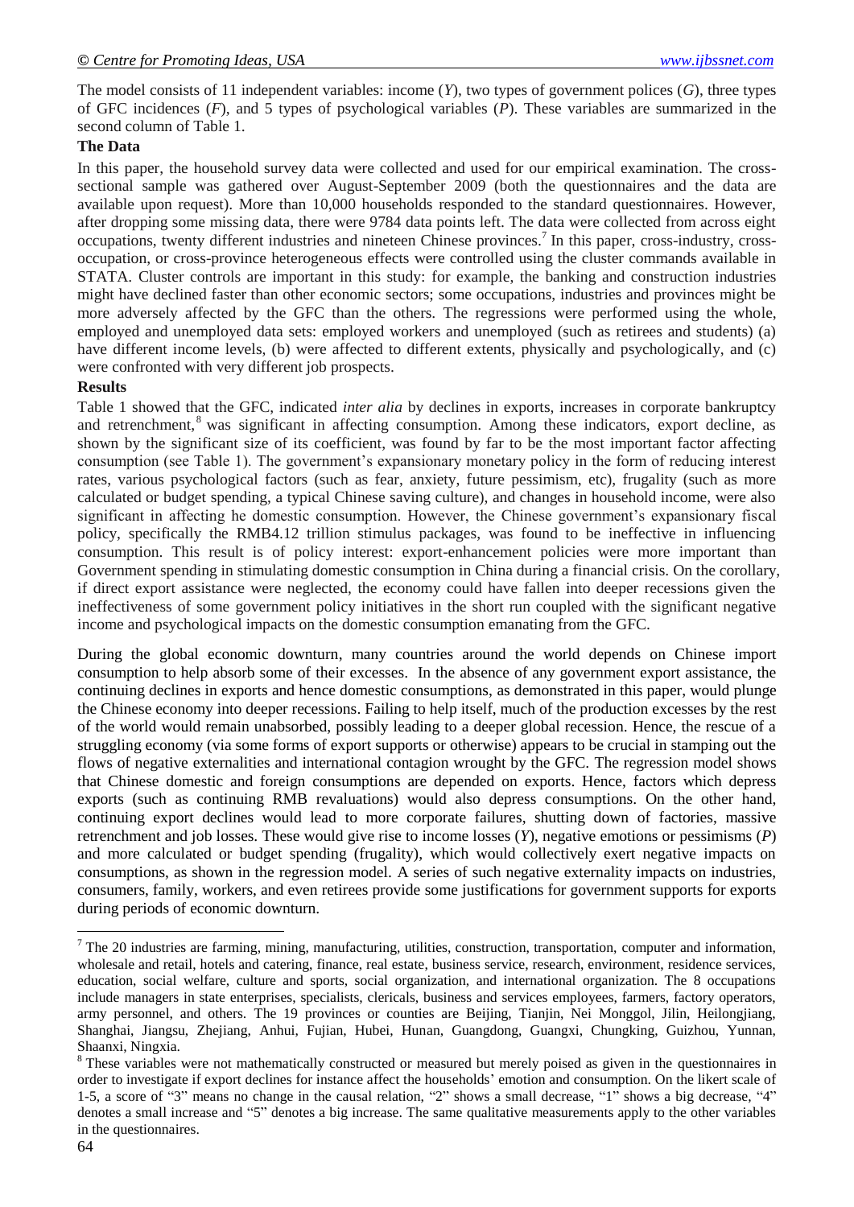The model consists of 11 independent variables: income ($Y$), two types of government polices ($G$), three types of GFC incidences ($F$), and 5 types of psychological variables ($P$). These variables are summarized in the second column of Table 1.

**The Data**

In this paper, the household survey data were collected and used for our empirical examination. The cross-sectional sample was gathered over August-September 2009 (both the questionnaires and the data are available upon request). More than 10,000 households responded to the standard questionnaires. However, after dropping some missing data, there were 9784 data points left. The data were collected from across eight occupations, twenty different industries and nineteen Chinese provinces.[7] In this paper, cross-industry, cross-occupation, or cross-province heterogeneous effects were controlled using the cluster commands available in STATA. Cluster controls are important in this study: for example, the banking and construction industries might have declined faster than other economic sectors; some occupations, industries and provinces might be more adversely affected by the GFC than the others. The regressions were performed using the whole, employed and unemployed data sets: employed workers and unemployed (such as retirees and students) (a) have different income levels, (b) were affected to different extents, physically and psychologically, and (c) were confronted with very different job prospects.

**Results**

Table 1 showed that the GFC, indicated *inter alia* by declines in exports, increases in corporate bankruptcy and retrenchment,[8] was significant in affecting consumption. Among these indicators, export decline, as shown by the significant size of its coefficient, was found by far to be the most important factor affecting consumption (see Table 1). The government's expansionary monetary policy in the form of reducing interest rates, various psychological factors (such as fear, anxiety, future pessimism, etc), frugality (such as more calculated or budget spending, a typical Chinese saving culture), and changes in household income, were also significant in affecting he domestic consumption. However, the Chinese government's expansionary fiscal policy, specifically the RMB4.12 trillion stimulus packages, was found to be ineffective in influencing consumption. This result is of policy interest: export-enhancement policies were more important than Government spending in stimulating domestic consumption in China during a financial crisis. On the corollary, if direct export assistance were neglected, the economy could have fallen into deeper recessions given the ineffectiveness of some government policy initiatives in the short run coupled with the significant negative income and psychological impacts on the domestic consumption emanating from the GFC.

During the global economic downturn, many countries around the world depends on Chinese import consumption to help absorb some of their excesses. In the absence of any government export assistance, the continuing declines in exports and hence domestic consumptions, as demonstrated in this paper, would plunge the Chinese economy into deeper recessions. Failing to help itself, much of the production excesses by the rest of the world would remain unabsorbed, possibly leading to a deeper global recession. Hence, the rescue of a struggling economy (via some forms of export supports or otherwise) appears to be crucial in stamping out the flows of negative externalities and international contagion wrought by the GFC. The regression model shows that Chinese domestic and foreign consumptions are depended on exports. Hence, factors which depress exports (such as continuing RMB revaluations) would also depress consumptions. On the other hand, continuing export declines would lead to more corporate failures, shutting down of factories, massive retrenchment and job losses. These would give rise to income losses ($Y$), negative emotions or pessimisms ($P$) and more calculated or budget spending (frugality), which would collectively exert negative impacts on consumptions, as shown in the regression model. A series of such negative externality impacts on industries, consumers, family, workers, and even retirees provide some justifications for government supports for exports during periods of economic downturn.

---

[7] The 20 industries are farming, mining, manufacturing, utilities, construction, transportation, computer and information, wholesale and retail, hotels and catering, finance, real estate, business service, research, environment, residence services, education, social welfare, culture and sports, social organization, and international organization. The 8 occupations include managers in state enterprises, specialists, clericals, business and services employees, farmers, factory operators, army personnel, and others. The 19 provinces or counties are Beijing, Tianjin, Nei Monggol, Jilin, Heilongjiang, Shanghai, Jiangsu, Zhejiang, Anhui, Fujian, Hubei, Hunan, Guangdong, Guangxi, Chungking, Guizhou, Yunnan, Shaanxi, Ningxia.

[8] These variables were not mathematically constructed or measured but merely poised as given in the questionnaires in order to investigate if export declines for instance affect the households' emotion and consumption. On the likert scale of 1-5, a score of "3" means no change in the causal relation, "2" shows a small decrease, "1" shows a big decrease, "4" denotes a small increase and "5" denotes a big increase. The same qualitative measurements apply to the other variables in the questionnaires.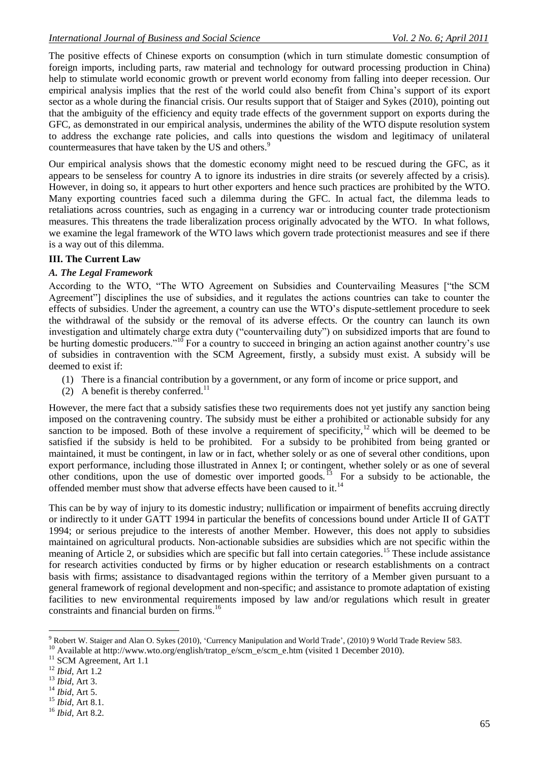The positive effects of Chinese exports on consumption (which in turn stimulate domestic consumption of foreign imports, including parts, raw material and technology for outward processing production in China) help to stimulate world economic growth or prevent world economy from falling into deeper recession. Our empirical analysis implies that the rest of the world could also benefit from China's support of its export sector as a whole during the financial crisis. Our results support that of Staiger and Sykes (2010), pointing out that the ambiguity of the efficiency and equity trade effects of the government support on exports during the GFC, as demonstrated in our empirical analysis, undermines the ability of the WTO dispute resolution system to address the exchange rate policies, and calls into questions the wisdom and legitimacy of unilateral countermeasures that have taken by the US and others.[9]

Our empirical analysis shows that the domestic economy might need to be rescued during the GFC, as it appears to be senseless for country A to ignore its industries in dire straits (or severely affected by a crisis). However, in doing so, it appears to hurt other exporters and hence such practices are prohibited by the WTO. Many exporting countries faced such a dilemma during the GFC. In actual fact, the dilemma leads to retaliations across countries, such as engaging in a currency war or introducing counter trade protectionism measures. This threatens the trade liberalization process originally advocated by the WTO. In what follows, we examine the legal framework of the WTO laws which govern trade protectionist measures and see if there is a way out of this dilemma.

## III. The Current Law

### *A. The Legal Framework*

According to the WTO, "The WTO Agreement on Subsidies and Countervailing Measures ["the SCM Agreement"] disciplines the use of subsidies, and it regulates the actions countries can take to counter the effects of subsidies. Under the agreement, a country can use the WTO's dispute-settlement procedure to seek the withdrawal of the subsidy or the removal of its adverse effects. Or the country can launch its own investigation and ultimately charge extra duty ("countervailing duty") on subsidized imports that are found to be hurting domestic producers."[10] For a country to succeed in bringing an action against another country's use of subsidies in contravention with the SCM Agreement, firstly, a subsidy must exist. A subsidy will be deemed to exist if:

1. There is a financial contribution by a government, or any form of income or price support, and
2. A benefit is thereby conferred.[11]

However, the mere fact that a subsidy satisfies these two requirements does not yet justify any sanction being imposed on the contravening country. The subsidy must be either a prohibited or actionable subsidy for any sanction to be imposed. Both of these involve a requirement of specificity,[12] which will be deemed to be satisfied if the subsidy is held to be prohibited. For a subsidy to be prohibited from being granted or maintained, it must be contingent, in law or in fact, whether solely or as one of several other conditions, upon export performance, including those illustrated in Annex I; or contingent, whether solely or as one of several other conditions, upon the use of domestic over imported goods.[13] For a subsidy to be actionable, the offended member must show that adverse effects have been caused to it.[14]

This can be by way of injury to its domestic industry; nullification or impairment of benefits accruing directly or indirectly to it under GATT 1994 in particular the benefits of concessions bound under Article II of GATT 1994; or serious prejudice to the interests of another Member. However, this does not apply to subsidies maintained on agricultural products. Non-actionable subsidies are subsidies which are not specific within the meaning of Article 2, or subsidies which are specific but fall into certain categories.[15] These include assistance for research activities conducted by firms or by higher education or research establishments on a contract basis with firms; assistance to disadvantaged regions within the territory of a Member given pursuant to a general framework of regional development and non-specific; and assistance to promote adaptation of existing facilities to new environmental requirements imposed by law and/or regulations which result in greater constraints and financial burden on firms.[16]

---

[9] Robert W. Staiger and Alan O. Sykes (2010), 'Currency Manipulation and World Trade', (2010) 9 World Trade Review 583.

[10] Available at http://www.wto.org/english/tratop_e/scm_e/scm_e.htm (visited 1 December 2010).

[11] SCM Agreement, Art 1.1

[12] *Ibid*, Art 1.2

[13] *Ibid*, Art 3.

[14] *Ibid*, Art 5.

[15] *Ibid*, Art 8.1.

[16] *Ibid*, Art 8.2.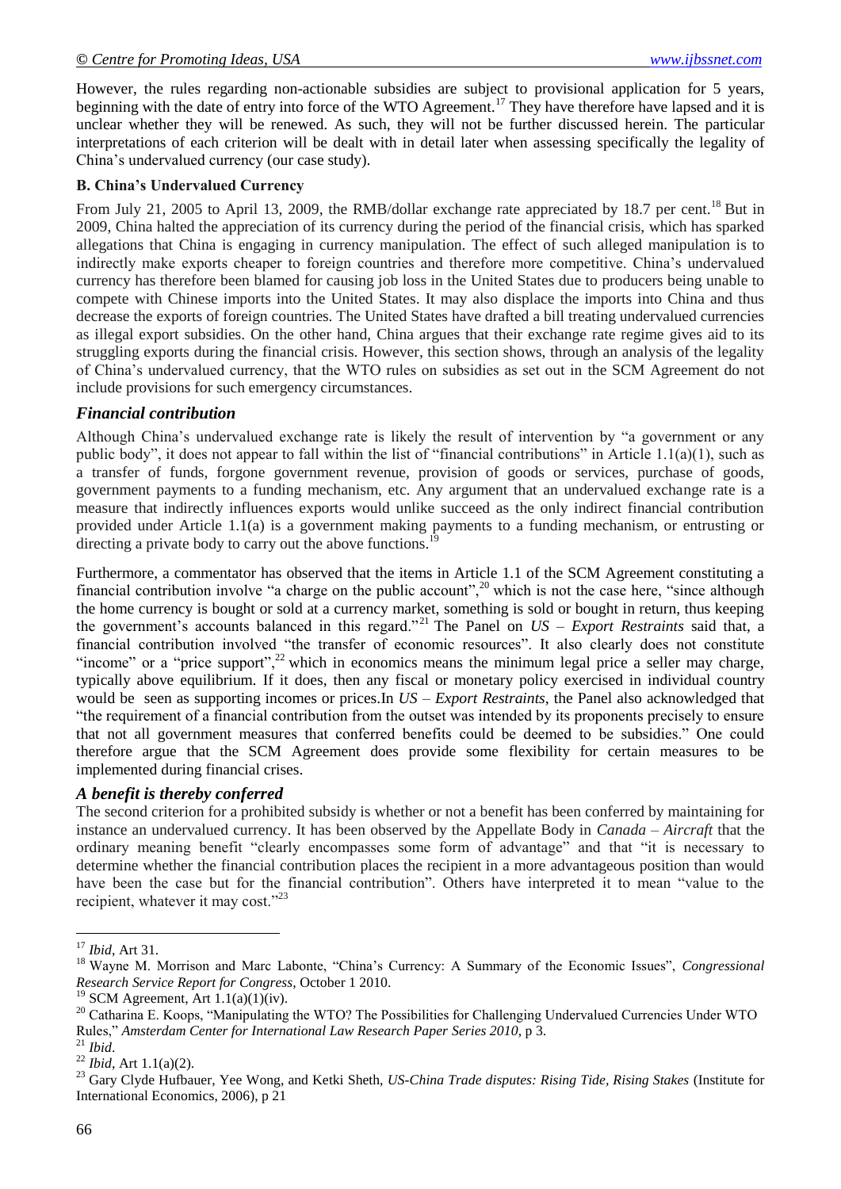However, the rules regarding non-actionable subsidies are subject to provisional application for 5 years, beginning with the date of entry into force of the WTO Agreement.[17] They have therefore have lapsed and it is unclear whether they will be renewed. As such, they will not be further discussed herein. The particular interpretations of each criterion will be dealt with in detail later when assessing specifically the legality of China's undervalued currency (our case study).

### B. China's Undervalued Currency

From July 21, 2005 to April 13, 2009, the RMB/dollar exchange rate appreciated by 18.7 per cent.[18] But in 2009, China halted the appreciation of its currency during the period of the financial crisis, which has sparked allegations that China is engaging in currency manipulation. The effect of such alleged manipulation is to indirectly make exports cheaper to foreign countries and therefore more competitive. China's undervalued currency has therefore been blamed for causing job loss in the United States due to producers being unable to compete with Chinese imports into the United States. It may also displace the imports into China and thus decrease the exports of foreign countries. The United States have drafted a bill treating undervalued currencies as illegal export subsidies. On the other hand, China argues that their exchange rate regime gives aid to its struggling exports during the financial crisis. However, this section shows, through an analysis of the legality of China's undervalued currency, that the WTO rules on subsidies as set out in the SCM Agreement do not include provisions for such emergency circumstances.

### *Financial contribution*

Although China's undervalued exchange rate is likely the result of intervention by "a government or any public body", it does not appear to fall within the list of "financial contributions" in Article 1.1(a)(1), such as a transfer of funds, forgone government revenue, provision of goods or services, purchase of goods, government payments to a funding mechanism, etc. Any argument that an undervalued exchange rate is a measure that indirectly influences exports would unlike succeed as the only indirect financial contribution provided under Article 1.1(a) is a government making payments to a funding mechanism, or entrusting or directing a private body to carry out the above functions.[19]

Furthermore, a commentator has observed that the items in Article 1.1 of the SCM Agreement constituting a financial contribution involve "a charge on the public account",[20] which is not the case here, "since although the home currency is bought or sold at a currency market, something is sold or bought in return, thus keeping the government's accounts balanced in this regard."[21] The Panel on *US – Export Restraints* said that, a financial contribution involved "the transfer of economic resources". It also clearly does not constitute "income" or a "price support",[22] which in economics means the minimum legal price a seller may charge, typically above equilibrium. If it does, then any fiscal or monetary policy exercised in individual country would be seen as supporting incomes or prices.In *US – Export Restraints*, the Panel also acknowledged that "the requirement of a financial contribution from the outset was intended by its proponents precisely to ensure that not all government measures that conferred benefits could be deemed to be subsidies." One could therefore argue that the SCM Agreement does provide some flexibility for certain measures to be implemented during financial crises.

### *A benefit is thereby conferred*

The second criterion for a prohibited subsidy is whether or not a benefit has been conferred by maintaining for instance an undervalued currency. It has been observed by the Appellate Body in *Canada – Aircraft* that the ordinary meaning benefit "clearly encompasses some form of advantage" and that "it is necessary to determine whether the financial contribution places the recipient in a more advantageous position than would have been the case but for the financial contribution". Others have interpreted it to mean "value to the recipient, whatever it may cost."[23]

---

[17] *Ibid*, Art 31.

[18] Wayne M. Morrison and Marc Labonte, "China's Currency: A Summary of the Economic Issues", *Congressional Research Service Report for Congress*, October 1 2010.

[19] SCM Agreement, Art 1.1(a)(1)(iv).

[20] Catharina E. Koops, "Manipulating the WTO? The Possibilities for Challenging Undervalued Currencies Under WTO Rules," *Amsterdam Center for International Law Research Paper Series 2010*, p 3.

[21] *Ibid*.

[22] *Ibid*, Art 1.1(a)(2).

[23] Gary Clyde Hufbauer, Yee Wong, and Ketki Sheth, *US-China Trade disputes: Rising Tide, Rising Stakes* (Institute for International Economics, 2006), p 21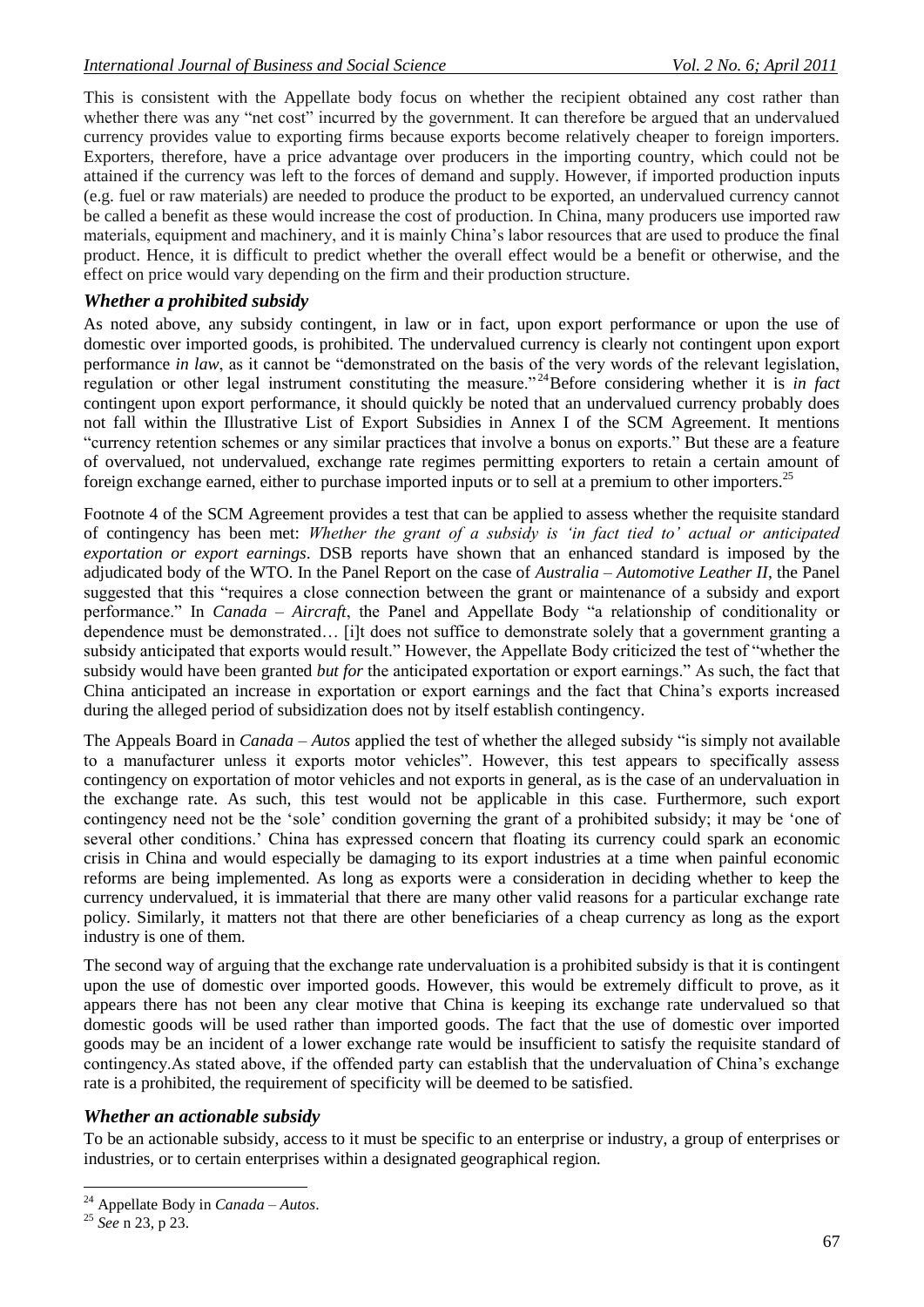This is consistent with the Appellate body focus on whether the recipient obtained any cost rather than whether there was any "net cost" incurred by the government. It can therefore be argued that an undervalued currency provides value to exporting firms because exports become relatively cheaper to foreign importers. Exporters, therefore, have a price advantage over producers in the importing country, which could not be attained if the currency was left to the forces of demand and supply. However, if imported production inputs (e.g. fuel or raw materials) are needed to produce the product to be exported, an undervalued currency cannot be called a benefit as these would increase the cost of production. In China, many producers use imported raw materials, equipment and machinery, and it is mainly China's labor resources that are used to produce the final product. Hence, it is difficult to predict whether the overall effect would be a benefit or otherwise, and the effect on price would vary depending on the firm and their production structure.

### *Whether a prohibited subsidy*

As noted above, any subsidy contingent, in law or in fact, upon export performance or upon the use of domestic over imported goods, is prohibited. The undervalued currency is clearly not contingent upon export performance *in law*, as it cannot be "demonstrated on the basis of the very words of the relevant legislation, regulation or other legal instrument constituting the measure."[24] Before considering whether it is *in fact* contingent upon export performance, it should quickly be noted that an undervalued currency probably does not fall within the Illustrative List of Export Subsidies in Annex I of the SCM Agreement. It mentions "currency retention schemes or any similar practices that involve a bonus on exports." But these are a feature of overvalued, not undervalued, exchange rate regimes permitting exporters to retain a certain amount of foreign exchange earned, either to purchase imported inputs or to sell at a premium to other importers.[25]

Footnote 4 of the SCM Agreement provides a test that can be applied to assess whether the requisite standard of contingency has been met: *Whether the grant of a subsidy is 'in fact tied to' actual or anticipated exportation or export earnings*. DSB reports have shown that an enhanced standard is imposed by the adjudicated body of the WTO. In the Panel Report on the case of *Australia – Automotive Leather II*, the Panel suggested that this "requires a close connection between the grant or maintenance of a subsidy and export performance." In *Canada – Aircraft*, the Panel and Appellate Body "a relationship of conditionality or dependence must be demonstrated… [i]t does not suffice to demonstrate solely that a government granting a subsidy anticipated that exports would result." However, the Appellate Body criticized the test of "whether the subsidy would have been granted *but for* the anticipated exportation or export earnings." As such, the fact that China anticipated an increase in exportation or export earnings and the fact that China's exports increased during the alleged period of subsidization does not by itself establish contingency.

The Appeals Board in *Canada – Autos* applied the test of whether the alleged subsidy "is simply not available to a manufacturer unless it exports motor vehicles". However, this test appears to specifically assess contingency on exportation of motor vehicles and not exports in general, as is the case of an undervaluation in the exchange rate. As such, this test would not be applicable in this case. Furthermore, such export contingency need not be the 'sole' condition governing the grant of a prohibited subsidy; it may be 'one of several other conditions.' China has expressed concern that floating its currency could spark an economic crisis in China and would especially be damaging to its export industries at a time when painful economic reforms are being implemented. As long as exports were a consideration in deciding whether to keep the currency undervalued, it is immaterial that there are many other valid reasons for a particular exchange rate policy. Similarly, it matters not that there are other beneficiaries of a cheap currency as long as the export industry is one of them.

The second way of arguing that the exchange rate undervaluation is a prohibited subsidy is that it is contingent upon the use of domestic over imported goods. However, this would be extremely difficult to prove, as it appears there has not been any clear motive that China is keeping its exchange rate undervalued so that domestic goods will be used rather than imported goods. The fact that the use of domestic over imported goods may be an incident of a lower exchange rate would be insufficient to satisfy the requisite standard of contingency.As stated above, if the offended party can establish that the undervaluation of China's exchange rate is a prohibited, the requirement of specificity will be deemed to be satisfied.

### *Whether an actionable subsidy*

To be an actionable subsidy, access to it must be specific to an enterprise or industry, a group of enterprises or industries, or to certain enterprises within a designated geographical region.

---

[24] Appellate Body in *Canada – Autos*.

[25] *See* n 23, p 23.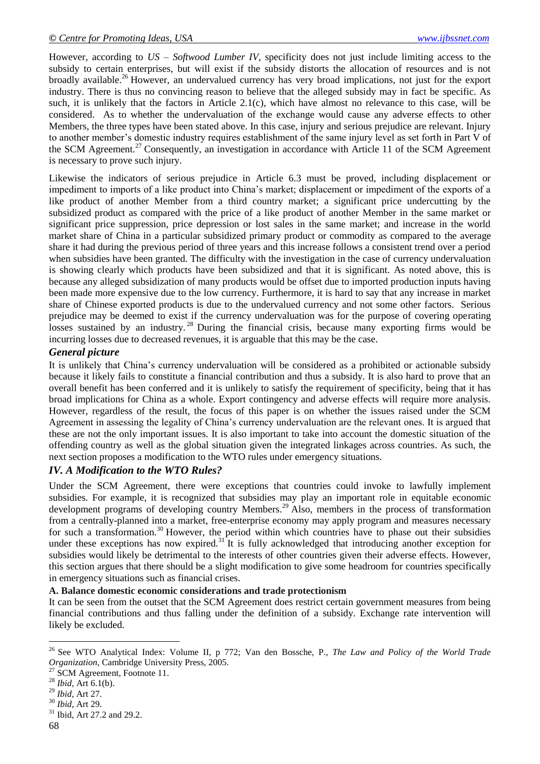However, according to *US – Softwood Lumber IV*, specificity does not just include limiting access to the subsidy to certain enterprises, but will exist if the subsidy distorts the allocation of resources and is not broadly available.[26] However, an undervalued currency has very broad implications, not just for the export industry. There is thus no convincing reason to believe that the alleged subsidy may in fact be specific. As such, it is unlikely that the factors in Article 2.1(c), which have almost no relevance to this case, will be considered. As to whether the undervaluation of the exchange would cause any adverse effects to other Members, the three types have been stated above. In this case, injury and serious prejudice are relevant. Injury to another member's domestic industry requires establishment of the same injury level as set forth in Part V of the SCM Agreement.[27] Consequently, an investigation in accordance with Article 11 of the SCM Agreement is necessary to prove such injury.

Likewise the indicators of serious prejudice in Article 6.3 must be proved, including displacement or impediment to imports of a like product into China's market; displacement or impediment of the exports of a like product of another Member from a third country market; a significant price undercutting by the subsidized product as compared with the price of a like product of another Member in the same market or significant price suppression, price depression or lost sales in the same market; and increase in the world market share of China in a particular subsidized primary product or commodity as compared to the average share it had during the previous period of three years and this increase follows a consistent trend over a period when subsidies have been granted. The difficulty with the investigation in the case of currency undervaluation is showing clearly which products have been subsidized and that it is significant. As noted above, this is because any alleged subsidization of many products would be offset due to imported production inputs having been made more expensive due to the low currency. Furthermore, it is hard to say that any increase in market share of Chinese exported products is due to the undervalued currency and not some other factors. Serious prejudice may be deemed to exist if the currency undervaluation was for the purpose of covering operating losses sustained by an industry.[28] During the financial crisis, because many exporting firms would be incurring losses due to decreased revenues, it is arguable that this may be the case.

### *General picture*

It is unlikely that China's currency undervaluation will be considered as a prohibited or actionable subsidy because it likely fails to constitute a financial contribution and thus a subsidy. It is also hard to prove that an overall benefit has been conferred and it is unlikely to satisfy the requirement of specificity, being that it has broad implications for China as a whole. Export contingency and adverse effects will require more analysis. However, regardless of the result, the focus of this paper is on whether the issues raised under the SCM Agreement in assessing the legality of China's currency undervaluation are the relevant ones. It is argued that these are not the only important issues. It is also important to take into account the domestic situation of the offending country as well as the global situation given the integrated linkages across countries. As such, the next section proposes a modification to the WTO rules under emergency situations.

## *IV. A Modification to the WTO Rules?*

Under the SCM Agreement, there were exceptions that countries could invoke to lawfully implement subsidies. For example, it is recognized that subsidies may play an important role in equitable economic development programs of developing country Members.[29] Also, members in the process of transformation from a centrally-planned into a market, free-enterprise economy may apply program and measures necessary for such a transformation.[30] However, the period within which countries have to phase out their subsidies under these exceptions has now expired.[31] It is fully acknowledged that introducing another exception for subsidies would likely be detrimental to the interests of other countries given their adverse effects. However, this section argues that there should be a slight modification to give some headroom for countries specifically in emergency situations such as financial crises.

### A. Balance domestic economic considerations and trade protectionism

It can be seen from the outset that the SCM Agreement does restrict certain government measures from being financial contributions and thus falling under the definition of a subsidy. Exchange rate intervention will likely be excluded.

---

[26] See WTO Analytical Index: Volume II, p 772; Van den Bossche, P., *The Law and Policy of the World Trade Organization*, Cambridge University Press, 2005.

[27] SCM Agreement, Footnote 11.

[28] *Ibid*, Art 6.1(b).

[29] *Ibid*, Art 27.

[30] *Ibid*, Art 29.

[31] Ibid, Art 27.2 and 29.2.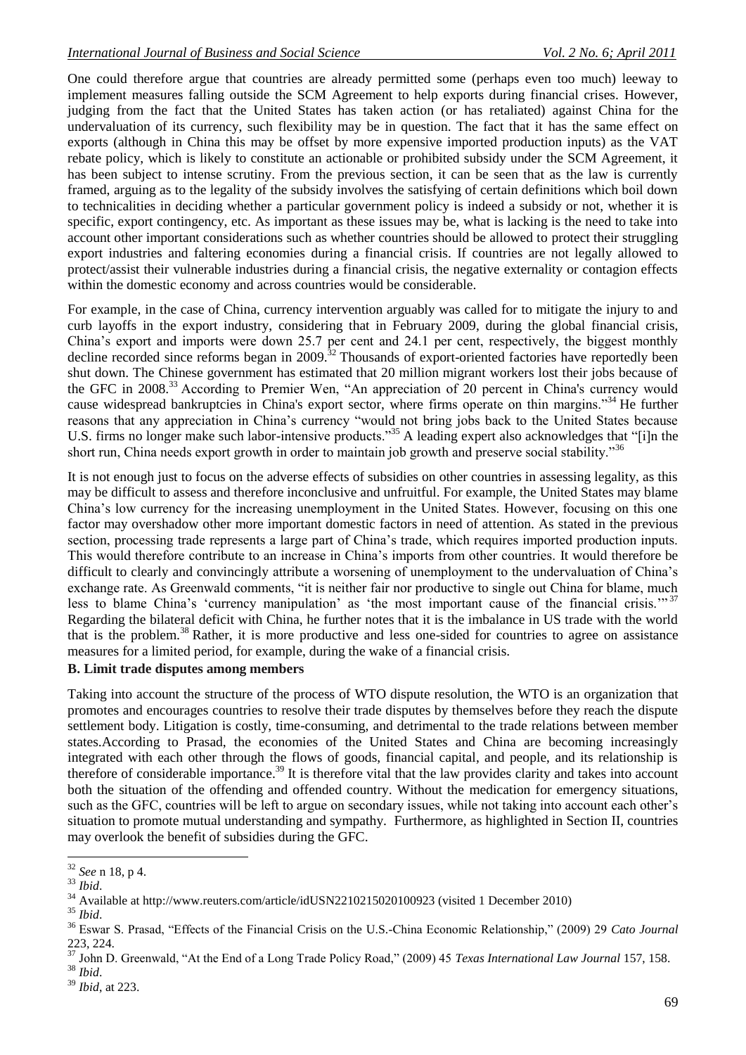One could therefore argue that countries are already permitted some (perhaps even too much) leeway to implement measures falling outside the SCM Agreement to help exports during financial crises. However, judging from the fact that the United States has taken action (or has retaliated) against China for the undervaluation of its currency, such flexibility may be in question. The fact that it has the same effect on exports (although in China this may be offset by more expensive imported production inputs) as the VAT rebate policy, which is likely to constitute an actionable or prohibited subsidy under the SCM Agreement, it has been subject to intense scrutiny. From the previous section, it can be seen that as the law is currently framed, arguing as to the legality of the subsidy involves the satisfying of certain definitions which boil down to technicalities in deciding whether a particular government policy is indeed a subsidy or not, whether it is specific, export contingency, etc. As important as these issues may be, what is lacking is the need to take into account other important considerations such as whether countries should be allowed to protect their struggling export industries and faltering economies during a financial crisis. If countries are not legally allowed to protect/assist their vulnerable industries during a financial crisis, the negative externality or contagion effects within the domestic economy and across countries would be considerable.

For example, in the case of China, currency intervention arguably was called for to mitigate the injury to and curb layoffs in the export industry, considering that in February 2009, during the global financial crisis, China's export and imports were down 25.7 per cent and 24.1 per cent, respectively, the biggest monthly decline recorded since reforms began in 2009.[32] Thousands of export-oriented factories have reportedly been shut down. The Chinese government has estimated that 20 million migrant workers lost their jobs because of the GFC in 2008.[33] According to Premier Wen, "An appreciation of 20 percent in China's currency would cause widespread bankruptcies in China's export sector, where firms operate on thin margins."[34] He further reasons that any appreciation in China's currency "would not bring jobs back to the United States because U.S. firms no longer make such labor-intensive products."[35] A leading expert also acknowledges that "[i]n the short run, China needs export growth in order to maintain job growth and preserve social stability."[36]

It is not enough just to focus on the adverse effects of subsidies on other countries in assessing legality, as this may be difficult to assess and therefore inconclusive and unfruitful. For example, the United States may blame China's low currency for the increasing unemployment in the United States. However, focusing on this one factor may overshadow other more important domestic factors in need of attention. As stated in the previous section, processing trade represents a large part of China's trade, which requires imported production inputs. This would therefore contribute to an increase in China's imports from other countries. It would therefore be difficult to clearly and convincingly attribute a worsening of unemployment to the undervaluation of China's exchange rate. As Greenwald comments, "it is neither fair nor productive to single out China for blame, much less to blame China's 'currency manipulation' as 'the most important cause of the financial crisis.'"[37] Regarding the bilateral deficit with China, he further notes that it is the imbalance in US trade with the world that is the problem.[38] Rather, it is more productive and less one-sided for countries to agree on assistance measures for a limited period, for example, during the wake of a financial crisis.

**B. Limit trade disputes among members**

Taking into account the structure of the process of WTO dispute resolution, the WTO is an organization that promotes and encourages countries to resolve their trade disputes by themselves before they reach the dispute settlement body. Litigation is costly, time-consuming, and detrimental to the trade relations between member states.According to Prasad, the economies of the United States and China are becoming increasingly integrated with each other through the flows of goods, financial capital, and people, and its relationship is therefore of considerable importance.[39] It is therefore vital that the law provides clarity and takes into account both the situation of the offending and offended country. Without the medication for emergency situations, such as the GFC, countries will be left to argue on secondary issues, while not taking into account each other's situation to promote mutual understanding and sympathy. Furthermore, as highlighted in Section II, countries may overlook the benefit of subsidies during the GFC.

---

[32] *See* n 18, p 4.

[33] *Ibid*.

[34] Available at http://www.reuters.com/article/idUSN2210215020100923 (visited 1 December 2010)

[35] *Ibid*.

[36] Eswar S. Prasad, "Effects of the Financial Crisis on the U.S.-China Economic Relationship," (2009) 29 *Cato Journal* 223, 224.

[37] John D. Greenwald, "At the End of a Long Trade Policy Road," (2009) 45 *Texas International Law Journal* 157, 158.

[38] *Ibid*.

[39] *Ibid*, at 223.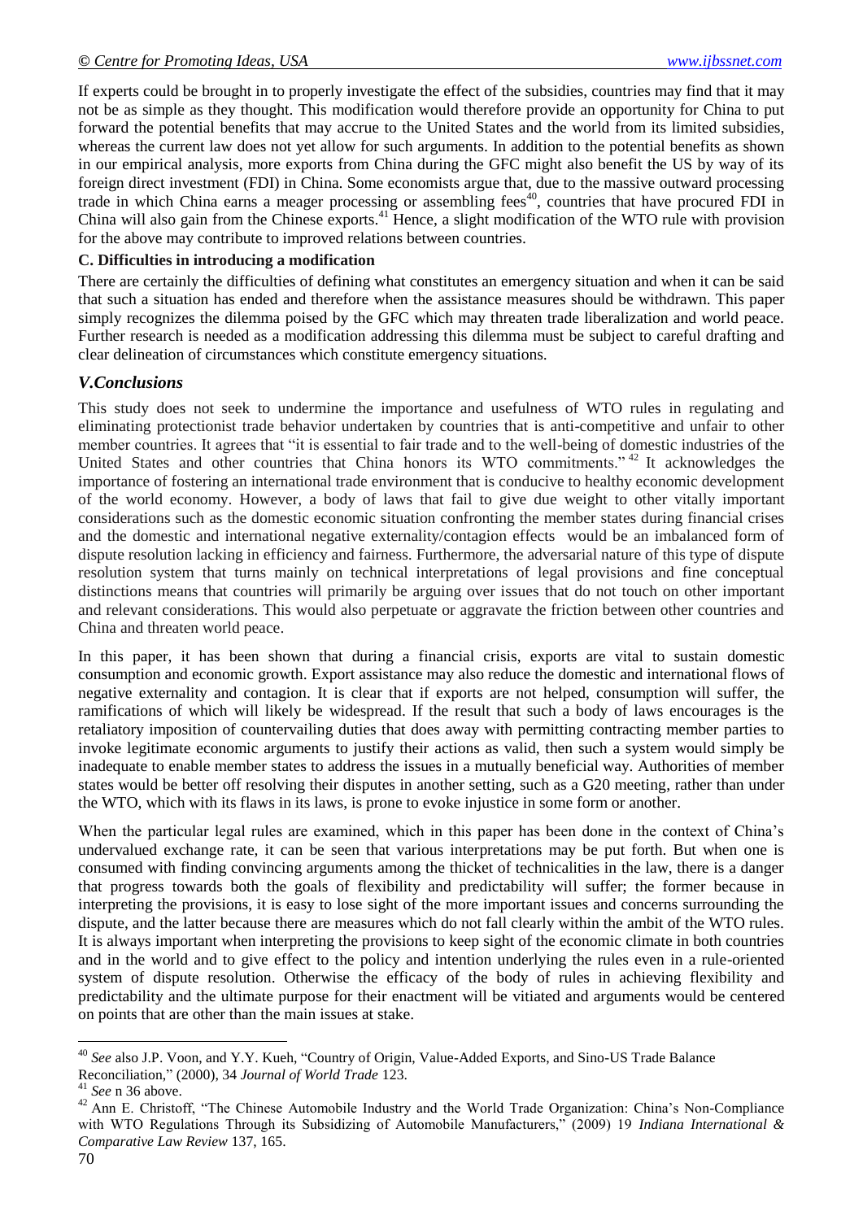If experts could be brought in to properly investigate the effect of the subsidies, countries may find that it may not be as simple as they thought. This modification would therefore provide an opportunity for China to put forward the potential benefits that may accrue to the United States and the world from its limited subsidies, whereas the current law does not yet allow for such arguments. In addition to the potential benefits as shown in our empirical analysis, more exports from China during the GFC might also benefit the US by way of its foreign direct investment (FDI) in China. Some economists argue that, due to the massive outward processing trade in which China earns a meager processing or assembling fees[40], countries that have procured FDI in China will also gain from the Chinese exports.[41] Hence, a slight modification of the WTO rule with provision for the above may contribute to improved relations between countries.

**C. Difficulties in introducing a modification**

There are certainly the difficulties of defining what constitutes an emergency situation and when it can be said that such a situation has ended and therefore when the assistance measures should be withdrawn. This paper simply recognizes the dilemma poised by the GFC which may threaten trade liberalization and world peace. Further research is needed as a modification addressing this dilemma must be subject to careful drafting and clear delineation of circumstances which constitute emergency situations.

## *V.Conclusions*

This study does not seek to undermine the importance and usefulness of WTO rules in regulating and eliminating protectionist trade behavior undertaken by countries that is anti-competitive and unfair to other member countries. It agrees that "it is essential to fair trade and to the well-being of domestic industries of the United States and other countries that China honors its WTO commitments."[42] It acknowledges the importance of fostering an international trade environment that is conducive to healthy economic development of the world economy. However, a body of laws that fail to give due weight to other vitally important considerations such as the domestic economic situation confronting the member states during financial crises and the domestic and international negative externality/contagion effects would be an imbalanced form of dispute resolution lacking in efficiency and fairness. Furthermore, the adversarial nature of this type of dispute resolution system that turns mainly on technical interpretations of legal provisions and fine conceptual distinctions means that countries will primarily be arguing over issues that do not touch on other important and relevant considerations. This would also perpetuate or aggravate the friction between other countries and China and threaten world peace.

In this paper, it has been shown that during a financial crisis, exports are vital to sustain domestic consumption and economic growth. Export assistance may also reduce the domestic and international flows of negative externality and contagion. It is clear that if exports are not helped, consumption will suffer, the ramifications of which will likely be widespread. If the result that such a body of laws encourages is the retaliatory imposition of countervailing duties that does away with permitting contracting member parties to invoke legitimate economic arguments to justify their actions as valid, then such a system would simply be inadequate to enable member states to address the issues in a mutually beneficial way. Authorities of member states would be better off resolving their disputes in another setting, such as a G20 meeting, rather than under the WTO, which with its flaws in its laws, is prone to evoke injustice in some form or another.

When the particular legal rules are examined, which in this paper has been done in the context of China's undervalued exchange rate, it can be seen that various interpretations may be put forth. But when one is consumed with finding convincing arguments among the thicket of technicalities in the law, there is a danger that progress towards both the goals of flexibility and predictability will suffer; the former because in interpreting the provisions, it is easy to lose sight of the more important issues and concerns surrounding the dispute, and the latter because there are measures which do not fall clearly within the ambit of the WTO rules. It is always important when interpreting the provisions to keep sight of the economic climate in both countries and in the world and to give effect to the policy and intention underlying the rules even in a rule-oriented system of dispute resolution. Otherwise the efficacy of the body of rules in achieving flexibility and predictability and the ultimate purpose for their enactment will be vitiated and arguments would be centered on points that are other than the main issues at stake.

---

[40] *See* also J.P. Voon, and Y.Y. Kueh, "Country of Origin, Value-Added Exports, and Sino-US Trade Balance Reconciliation," (2000), 34 *Journal of World Trade* 123.

[41] *See* n 36 above.

[42] Ann E. Christoff, "The Chinese Automobile Industry and the World Trade Organization: China's Non-Compliance with WTO Regulations Through its Subsidizing of Automobile Manufacturers," (2009) 19 *Indiana International & Comparative Law Review* 137, 165.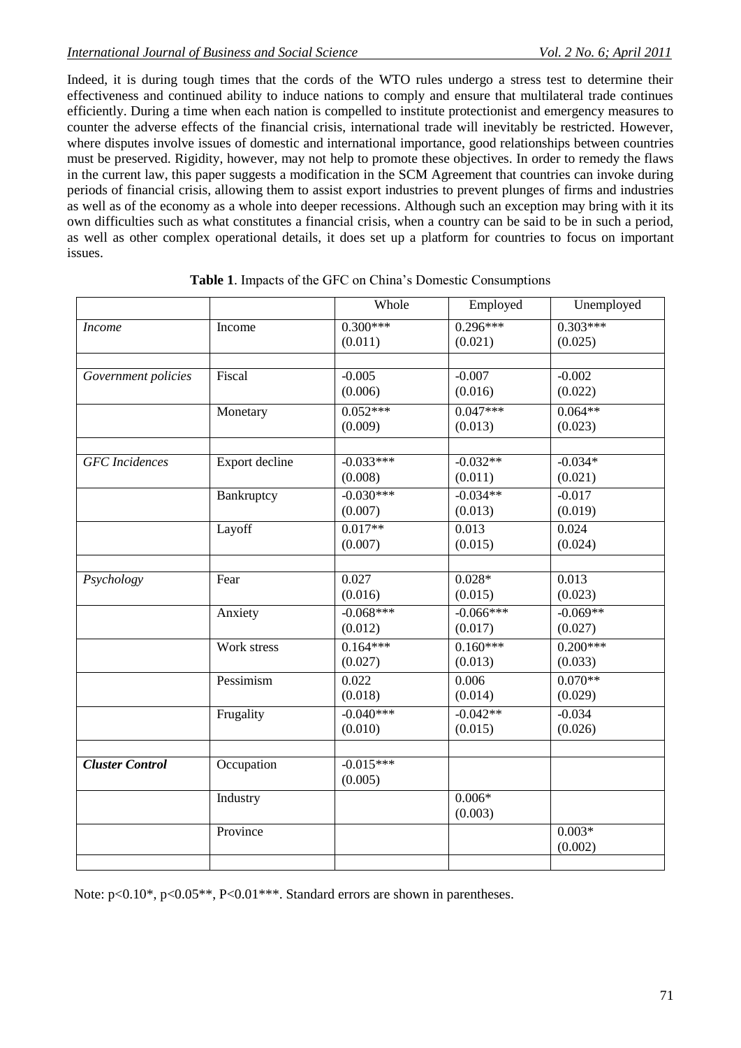Indeed, it is during tough times that the cords of the WTO rules undergo a stress test to determine their effectiveness and continued ability to induce nations to comply and ensure that multilateral trade continues efficiently. During a time when each nation is compelled to institute protectionist and emergency measures to counter the adverse effects of the financial crisis, international trade will inevitably be restricted. However, where disputes involve issues of domestic and international importance, good relationships between countries must be preserved. Rigidity, however, may not help to promote these objectives. In order to remedy the flaws in the current law, this paper suggests a modification in the SCM Agreement that countries can invoke during periods of financial crisis, allowing them to assist export industries to prevent plunges of firms and industries as well as of the economy as a whole into deeper recessions. Although such an exception may bring with it its own difficulties such as what constitutes a financial crisis, when a country can be said to be in such a period, as well as other complex operational details, it does set up a platform for countries to focus on important issues.

**Table 1**. Impacts of the GFC on China's Domestic Consumptions

| | | Whole | Employed | Unemployed |
|---|---|---|---|---|
| *Income* | Income | 0.300***<br>(0.011) | 0.296***<br>(0.021) | 0.303***<br>(0.025) |
| | | | | |
| *Government policies* | Fiscal | -0.005<br>(0.006) | -0.007<br>(0.016) | -0.002<br>(0.022) |
| | Monetary | 0.052***<br>(0.009) | 0.047***<br>(0.013) | 0.064**<br>(0.023) |
| | | | | |
| *GFC Incidences* | Export decline | -0.033***<br>(0.008) | -0.032**<br>(0.011) | -0.034*<br>(0.021) |
| | Bankruptcy | -0.030***<br>(0.007) | -0.034**<br>(0.013) | -0.017<br>(0.019) |
| | Layoff | 0.017**<br>(0.007) | 0.013<br>(0.015) | 0.024<br>(0.024) |
| | | | | |
| *Psychology* | Fear | 0.027<br>(0.016) | 0.028*<br>(0.015) | 0.013<br>(0.023) |
| | Anxiety | -0.068***<br>(0.012) | -0.066***<br>(0.017) | -0.069**<br>(0.027) |
| | Work stress | 0.164***<br>(0.027) | 0.160***<br>(0.013) | 0.200***<br>(0.033) |
| | Pessimism | 0.022<br>(0.018) | 0.006<br>(0.014) | 0.070**<br>(0.029) |
| | Frugality | -0.040***<br>(0.010) | -0.042**<br>(0.015) | -0.034<br>(0.026) |
| | | | | |
| ***Cluster Control*** | Occupation | -0.015***<br>(0.005) | | |
| | Industry | | 0.006*<br>(0.003) | |
| | Province | | | 0.003*<br>(0.002) |
| | | | | |

Note: p<0.10*, p<0.05**, P<0.01***. Standard errors are shown in parentheses.